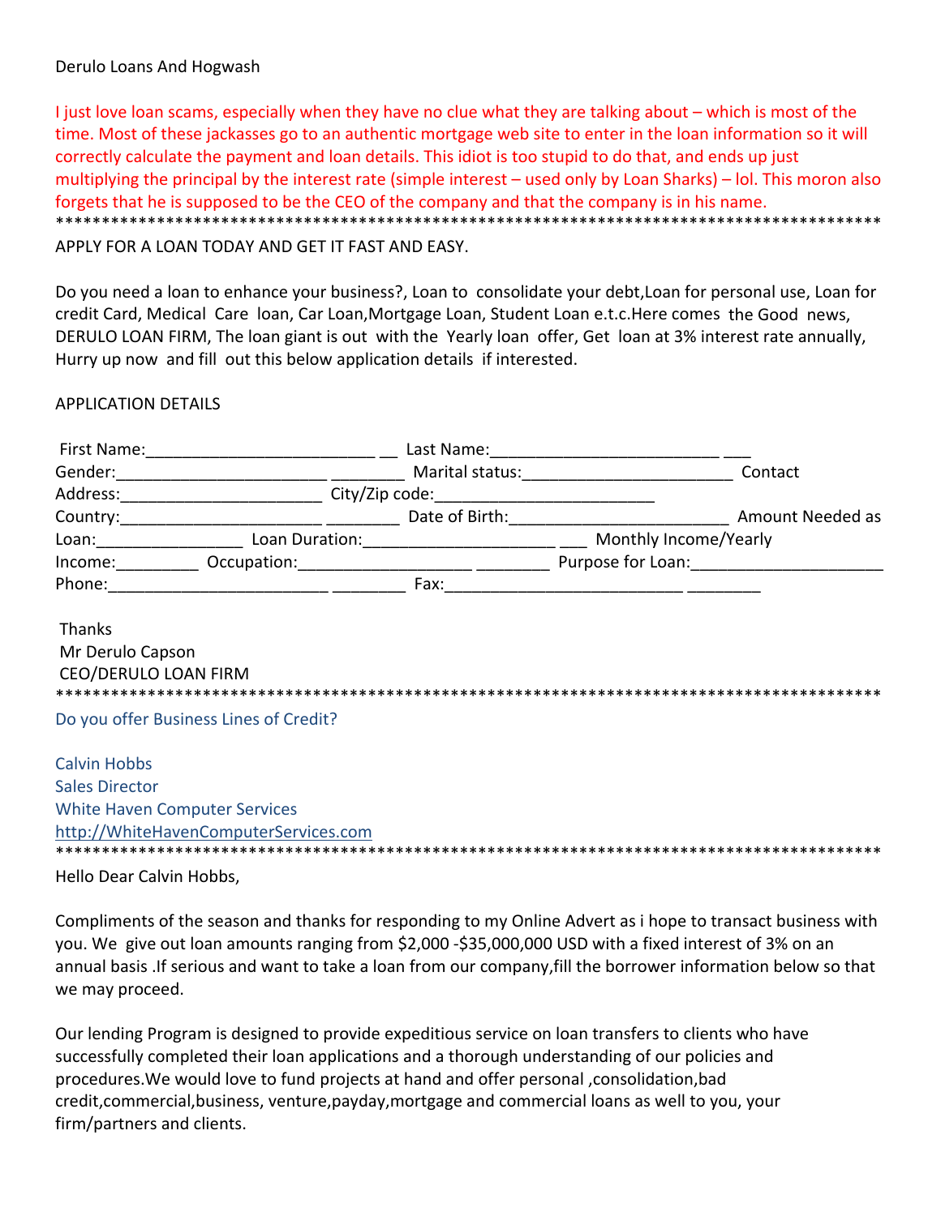Derulo Loans And Hogwash

I just love loan scams, especially when they have no clue what they are talking about – which is most of the time. Most of these jackasses go to an authentic mortgage web site to enter in the loan information so it will correctly calculate the payment and loan details. This idiot is too stupid to do that, and ends up just multiplying the principal by the interest rate (simple interest – used only by Loan Sharks) – lol. This moron also forgets that he is supposed to be the CEO of the company and that the company is in his name.

*************************************************************************************************

APPLY FOR A LOAN TODAY AND GET IT FAST AND EASY.

Do you need a loan to enhance your business?, Loan to consolidate your debt,Loan for personal use, Loan for credit Card, Medical Care loan, Car Loan,Mortgage Loan, Student Loan e.t.c.Here comes the Good news, DERULO LOAN FIRM, The loan giant is out with the Yearly loan offer, Get loan at 3% interest rate annually, Hurry up now and fill out this below application details if interested.

APPLICATION DETAILS

First Name:_________________________ __ Last Name:_________________________ ___
Gender:_______________________ ________ Marital status:_______________________ Contact
Address:______________________ City/Zip code:________________________
Country:______________________ ________ Date of Birth:________________________ Amount Needed as
Loan:________________ Loan Duration:_____________________ ___ Monthly Income/Yearly
Income:_________ Occupation:___________________ ________ Purpose for Loan:_____________________
Phone:________________________ ________ Fax:_________________________ ________

Thanks
Mr Derulo Capson
CEO/DERULO LOAN FIRM

*************************************************************************************************

Do you offer Business Lines of Credit?

Calvin Hobbs
Sales Director
White Haven Computer Services
http://WhiteHavenComputerServices.com

*************************************************************************************************

Hello Dear Calvin Hobbs,

Compliments of the season and thanks for responding to my Online Advert as i hope to transact business with you. We give out loan amounts ranging from $2,000 -$35,000,000 USD with a fixed interest of 3% on an annual basis .If serious and want to take a loan from our company,fill the borrower information below so that we may proceed.

Our lending Program is designed to provide expeditious service on loan transfers to clients who have successfully completed their loan applications and a thorough understanding of our policies and procedures.We would love to fund projects at hand and offer personal ,consolidation,bad credit,commercial,business, venture,payday,mortgage and commercial loans as well to you, your firm/partners and clients.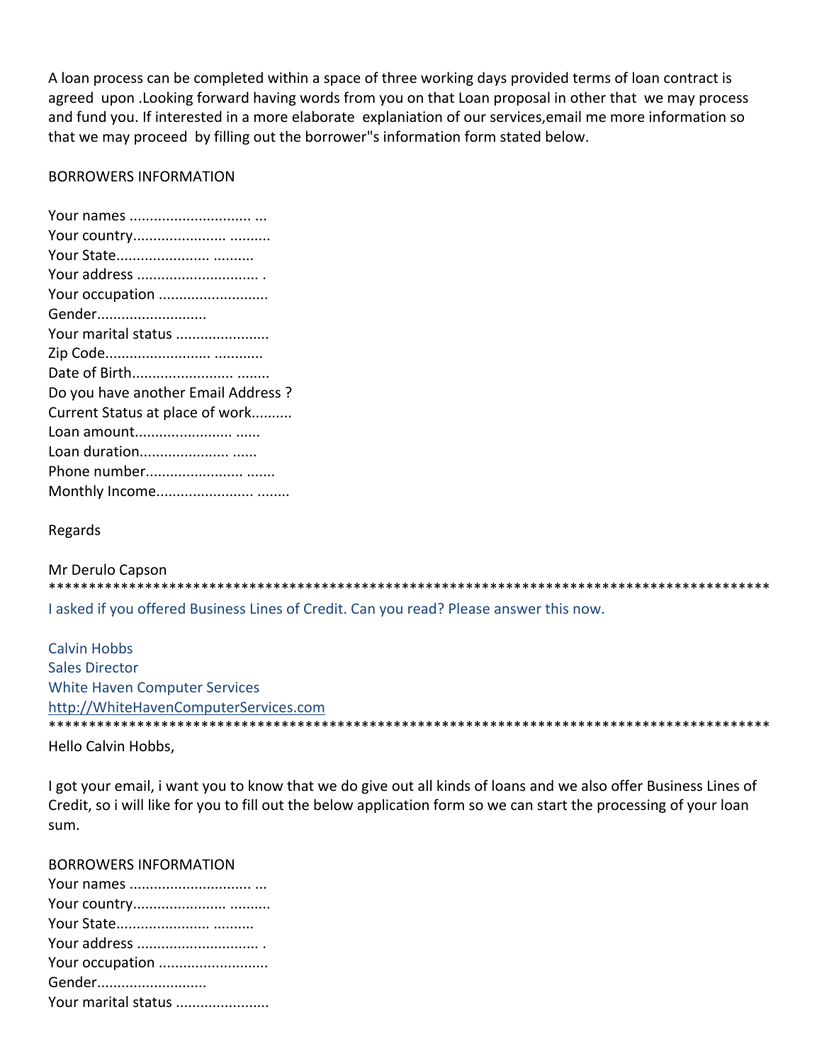A loan process can be completed within a space of three working days provided terms of loan contract is agreed upon .Looking forward having words from you on that Loan proposal in other that we may process and fund you. If interested in a more elaborate explaniation of our services,email me more information so that we may proceed by filling out the borrower"s information form stated below.

BORROWERS INFORMATION

Your names ............................. ...
Your country...................... ..........
Your State...................... ..........
Your address .............................. .
Your occupation ...........................
Gender...........................
Your marital status .......................
Zip Code......................... ............
Date of Birth......................... ........
Do you have another Email Address ?
Current Status at place of work..........
Loan amount........................ ......
Loan duration...................... ......
Phone number........................ .......
Monthly Income....................... ........

Regards

Mr Derulo Capson
*********************************************************************************************

I asked if you offered Business Lines of Credit. Can you read? Please answer this now.

Calvin Hobbs
Sales Director
White Haven Computer Services
http://WhiteHavenComputerServices.com
*********************************************************************************************

Hello Calvin Hobbs,

I got your email, i want you to know that we do give out all kinds of loans and we also offer Business Lines of Credit, so i will like for you to fill out the below application form so we can start the processing of your loan sum.

BORROWERS INFORMATION
Your names ............................. ...
Your country...................... ..........
Your State...................... ..........
Your address .............................. .
Your occupation ...........................
Gender...........................
Your marital status .......................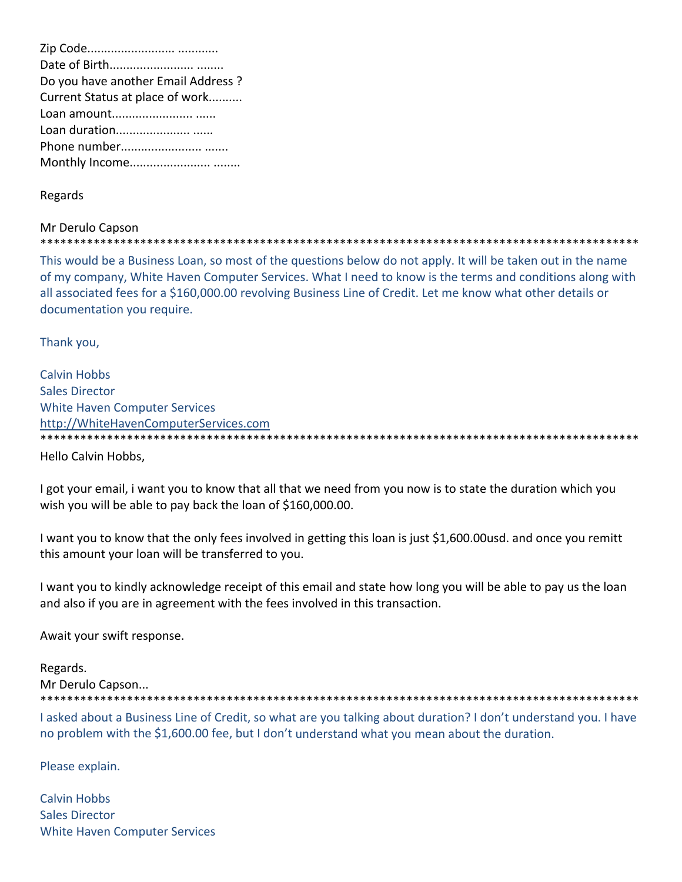Zip Code......................... ............
Date of Birth........................ ........
Do you have another Email Address ?
Current Status at place of work..........
Loan amount....................... ......
Loan duration..................... ......
Phone number....................... .......
Monthly Income....................... ........

Regards

Mr Derulo Capson
******************************************************************************************

This would be a Business Loan, so most of the questions below do not apply. It will be taken out in the name of my company, White Haven Computer Services. What I need to know is the terms and conditions along with all associated fees for a $160,000.00 revolving Business Line of Credit. Let me know what other details or documentation you require.

Thank you,

Calvin Hobbs
Sales Director
White Haven Computer Services
http://WhiteHavenComputerServices.com
******************************************************************************************

Hello Calvin Hobbs,

I got your email, i want you to know that all that we need from you now is to state the duration which you wish you will be able to pay back the loan of $160,000.00.

I want you to know that the only fees involved in getting this loan is just $1,600.00usd. and once you remitt this amount your loan will be transferred to you.

I want you to kindly acknowledge receipt of this email and state how long you will be able to pay us the loan and also if you are in agreement with the fees involved in this transaction.

Await your swift response.

Regards.
Mr Derulo Capson...
******************************************************************************************

I asked about a Business Line of Credit, so what are you talking about duration? I don't understand you. I have no problem with the $1,600.00 fee, but I don't understand what you mean about the duration.

Please explain.

Calvin Hobbs
Sales Director
White Haven Computer Services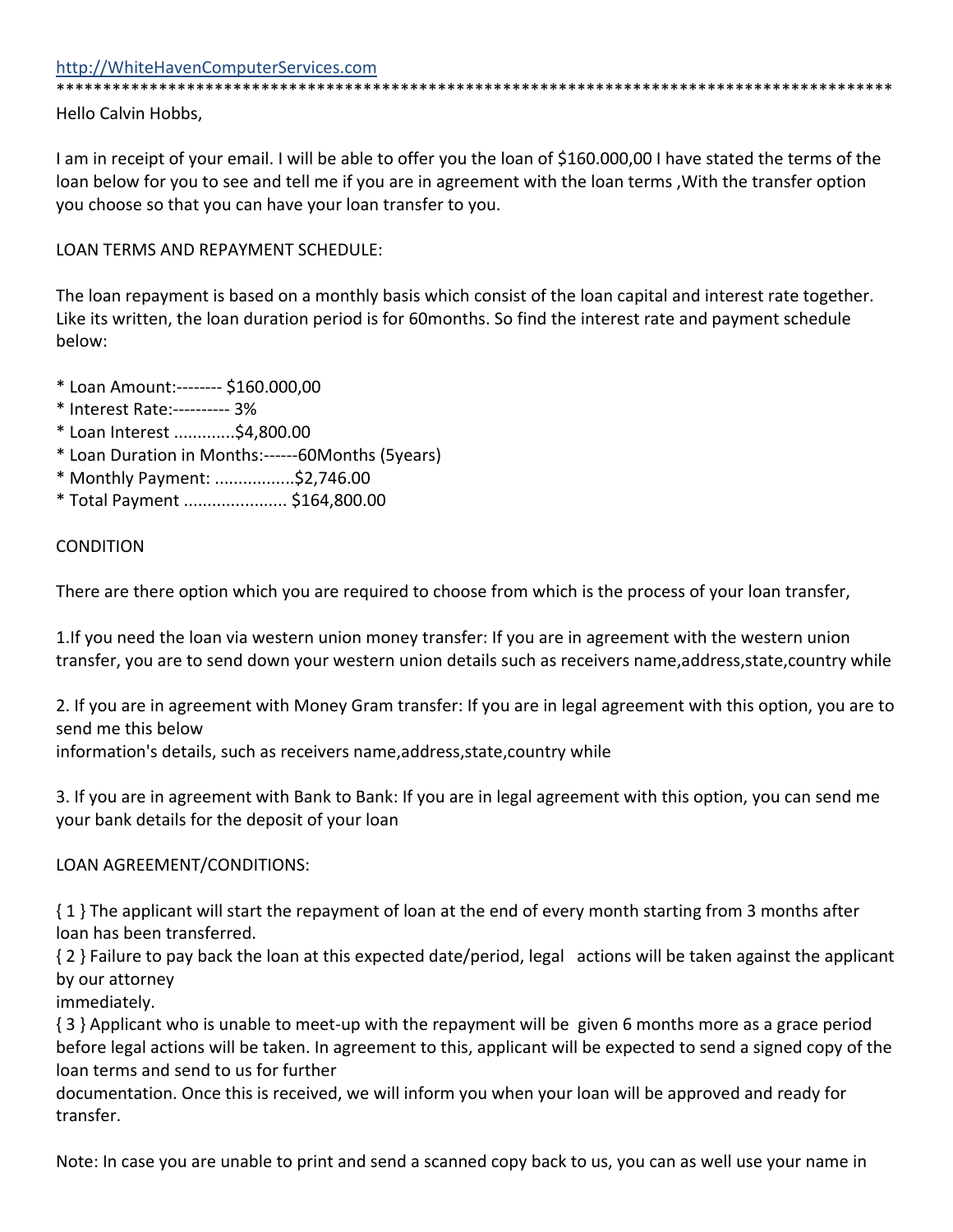http://WhiteHavenComputerServices.com

*******************************************************************************************

Hello Calvin Hobbs,

I am in receipt of your email. I will be able to offer you the loan of $160.000,00 I have stated the terms of the loan below for you to see and tell me if you are in agreement with the loan terms ,With the transfer option you choose so that you can have your loan transfer to you.

LOAN TERMS AND REPAYMENT SCHEDULE:

The loan repayment is based on a monthly basis which consist of the loan capital and interest rate together. Like its written, the loan duration period is for 60months. So find the interest rate and payment schedule below:

* Loan Amount:-------- $160.000,00
* Interest Rate:---------- 3%
* Loan Interest .............$4,800.00
* Loan Duration in Months:------60Months (5years)
* Monthly Payment: .................$2,746.00
* Total Payment ...................... $164,800.00

CONDITION

There are there option which you are required to choose from which is the process of your loan transfer,

1.If you need the loan via western union money transfer: If you are in agreement with the western union transfer, you are to send down your western union details such as receivers name,address,state,country while

2. If you are in agreement with Money Gram transfer: If you are in legal agreement with this option, you are to send me this below
information's details, such as receivers name,address,state,country while

3. If you are in agreement with Bank to Bank: If you are in legal agreement with this option, you can send me your bank details for the deposit of your loan

LOAN AGREEMENT/CONDITIONS:

{ 1 } The applicant will start the repayment of loan at the end of every month starting from 3 months after loan has been transferred.
{ 2 } Failure to pay back the loan at this expected date/period, legal actions will be taken against the applicant by our attorney
immediately.
{ 3 } Applicant who is unable to meet-up with the repayment will be given 6 months more as a grace period before legal actions will be taken. In agreement to this, applicant will be expected to send a signed copy of the loan terms and send to us for further
documentation. Once this is received, we will inform you when your loan will be approved and ready for transfer.

Note: In case you are unable to print and send a scanned copy back to us, you can as well use your name in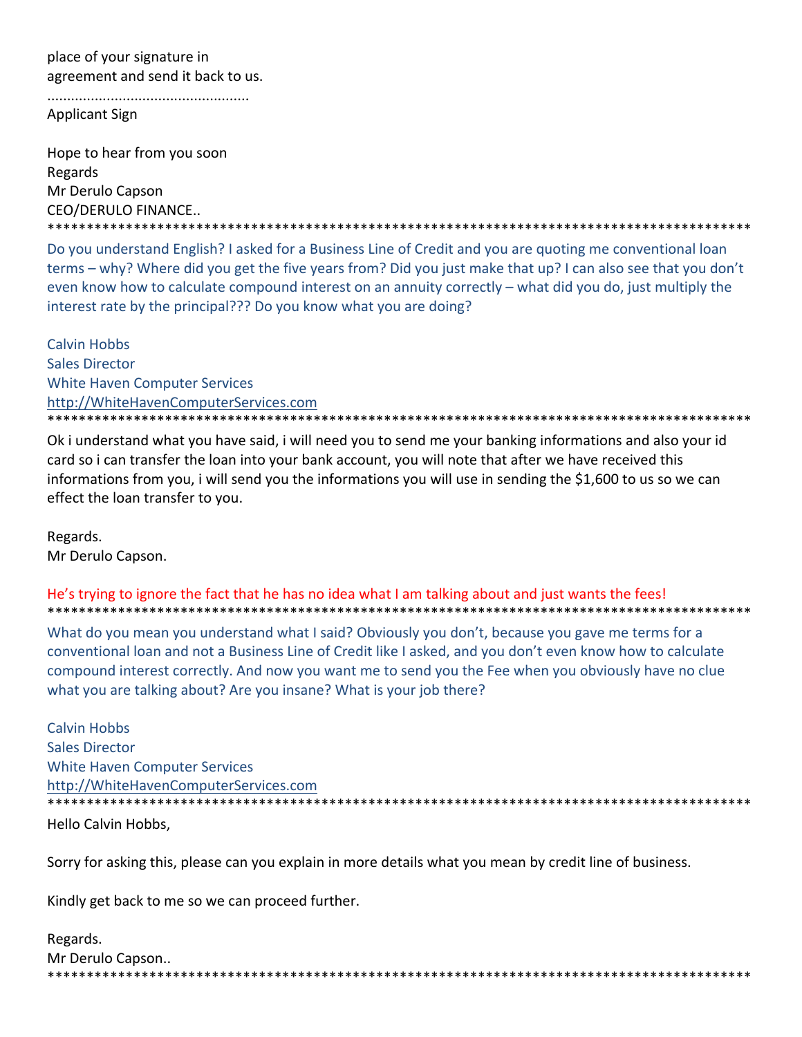place of your signature in
agreement and send it back to us.

..................................................
Applicant Sign

Hope to hear from you soon
Regards
Mr Derulo Capson
CEO/DERULO FINANCE..

******************************************************************************************

Do you understand English? I asked for a Business Line of Credit and you are quoting me conventional loan terms – why? Where did you get the five years from? Did you just make that up? I can also see that you don't even know how to calculate compound interest on an annuity correctly – what did you do, just multiply the interest rate by the principal??? Do you know what you are doing?

Calvin Hobbs
Sales Director
White Haven Computer Services
http://WhiteHavenComputerServices.com

******************************************************************************************

Ok i understand what you have said, i will need you to send me your banking informations and also your id card so i can transfer the loan into your bank account, you will note that after we have received this informations from you, i will send you the informations you will use in sending the $1,600 to us so we can effect the loan transfer to you.

Regards.
Mr Derulo Capson.

He's trying to ignore the fact that he has no idea what I am talking about and just wants the fees!

******************************************************************************************

What do you mean you understand what I said? Obviously you don't, because you gave me terms for a conventional loan and not a Business Line of Credit like I asked, and you don't even know how to calculate compound interest correctly. And now you want me to send you the Fee when you obviously have no clue what you are talking about? Are you insane? What is your job there?

Calvin Hobbs
Sales Director
White Haven Computer Services
http://WhiteHavenComputerServices.com

******************************************************************************************

Hello Calvin Hobbs,

Sorry for asking this, please can you explain in more details what you mean by credit line of business.

Kindly get back to me so we can proceed further.

Regards.
Mr Derulo Capson..

******************************************************************************************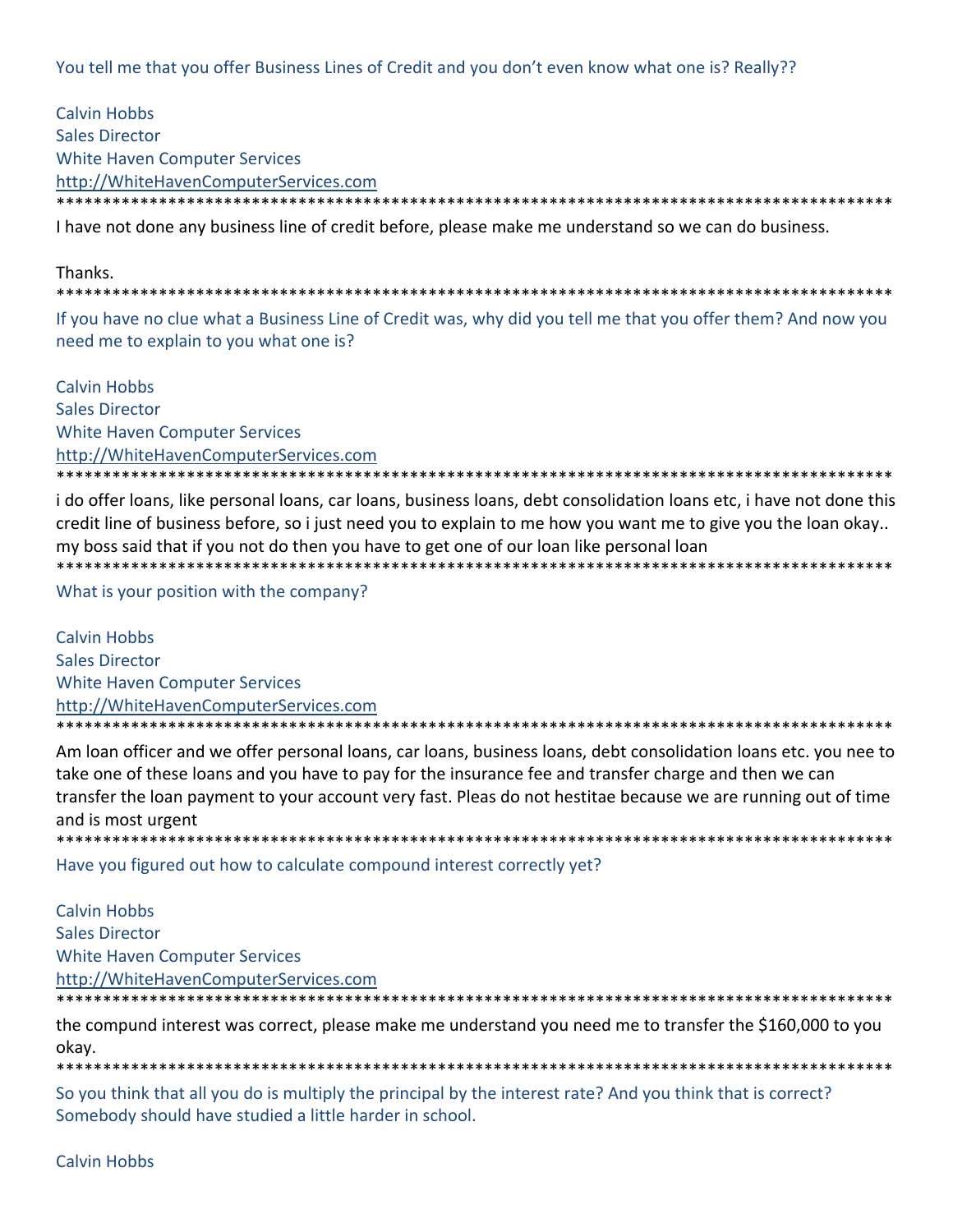You tell me that you offer Business Lines of Credit and you don't even know what one is? Really??

Calvin Hobbs
Sales Director
White Haven Computer Services
http://WhiteHavenComputerServices.com
**********************************************************************************************

I have not done any business line of credit before, please make me understand so we can do business.

Thanks.
**********************************************************************************************

If you have no clue what a Business Line of Credit was, why did you tell me that you offer them? And now you need me to explain to you what one is?

Calvin Hobbs
Sales Director
White Haven Computer Services
http://WhiteHavenComputerServices.com
**********************************************************************************************

i do offer loans, like personal loans, car loans, business loans, debt consolidation loans etc, i have not done this credit line of business before, so i just need you to explain to me how you want me to give you the loan okay.. my boss said that if you not do then you have to get one of our loan like personal loan
**********************************************************************************************

What is your position with the company?

Calvin Hobbs
Sales Director
White Haven Computer Services
http://WhiteHavenComputerServices.com
**********************************************************************************************

Am loan officer and we offer personal loans, car loans, business loans, debt consolidation loans etc. you nee to take one of these loans and you have to pay for the insurance fee and transfer charge and then we can transfer the loan payment to your account very fast. Pleas do not hestitae because we are running out of time and is most urgent
**********************************************************************************************

Have you figured out how to calculate compound interest correctly yet?

Calvin Hobbs
Sales Director
White Haven Computer Services
http://WhiteHavenComputerServices.com
**********************************************************************************************

the compund interest was correct, please make me understand you need me to transfer the $160,000 to you okay.
**********************************************************************************************

So you think that all you do is multiply the principal by the interest rate? And you think that is correct? Somebody should have studied a little harder in school.

Calvin Hobbs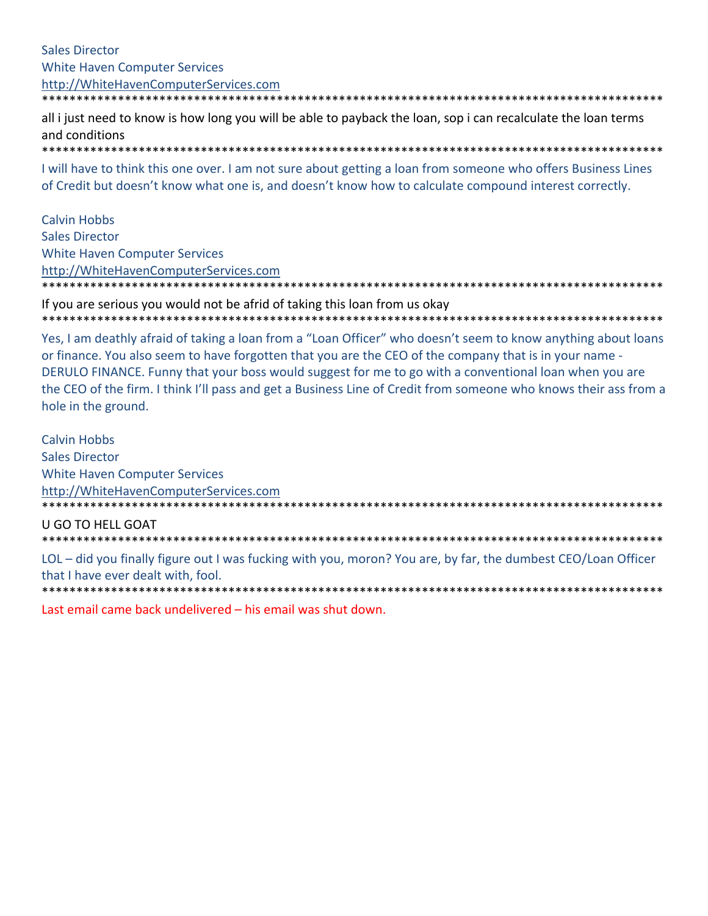Sales Director
White Haven Computer Services
http://WhiteHavenComputerServices.com

*******************************************************************************************

all i just need to know is how long you will be able to payback the loan, sop i can recalculate the loan terms and conditions

*******************************************************************************************

I will have to think this one over. I am not sure about getting a loan from someone who offers Business Lines of Credit but doesn't know what one is, and doesn't know how to calculate compound interest correctly.

Calvin Hobbs
Sales Director
White Haven Computer Services
http://WhiteHavenComputerServices.com

*******************************************************************************************

If you are serious you would not be afrid of taking this loan from us okay

*******************************************************************************************

Yes, I am deathly afraid of taking a loan from a "Loan Officer" who doesn't seem to know anything about loans or finance. You also seem to have forgotten that you are the CEO of the company that is in your name - DERULO FINANCE. Funny that your boss would suggest for me to go with a conventional loan when you are the CEO of the firm. I think I'll pass and get a Business Line of Credit from someone who knows their ass from a hole in the ground.

Calvin Hobbs
Sales Director
White Haven Computer Services
http://WhiteHavenComputerServices.com

*******************************************************************************************

U GO TO HELL GOAT

*******************************************************************************************

LOL – did you finally figure out I was fucking with you, moron? You are, by far, the dumbest CEO/Loan Officer that I have ever dealt with, fool.

*******************************************************************************************

Last email came back undelivered – his email was shut down.